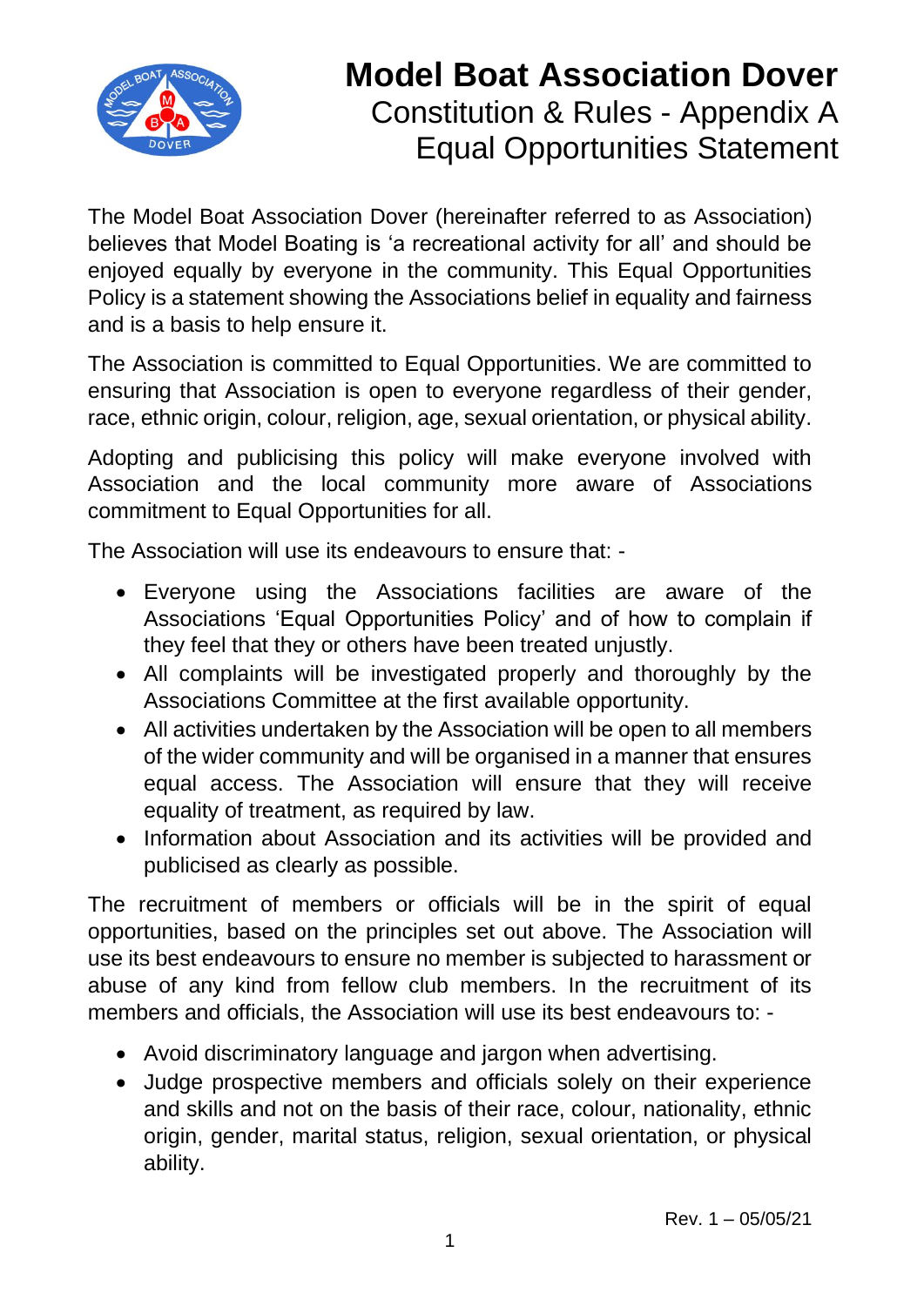# Model Boat Association Dover

## Constitution & Rules - Appendix A
## Equal Opportunities Statement

The Model Boat Association Dover (hereinafter referred to as Association) believes that Model Boating is 'a recreational activity for all' and should be enjoyed equally by everyone in the community. This Equal Opportunities Policy is a statement showing the Associations belief in equality and fairness and is a basis to help ensure it.

The Association is committed to Equal Opportunities. We are committed to ensuring that Association is open to everyone regardless of their gender, race, ethnic origin, colour, religion, age, sexual orientation, or physical ability.

Adopting and publicising this policy will make everyone involved with Association and the local community more aware of Associations commitment to Equal Opportunities for all.

The Association will use its endeavours to ensure that: -

- Everyone using the Associations facilities are aware of the Associations 'Equal Opportunities Policy' and of how to complain if they feel that they or others have been treated unjustly.
- All complaints will be investigated properly and thoroughly by the Associations Committee at the first available opportunity.
- All activities undertaken by the Association will be open to all members of the wider community and will be organised in a manner that ensures equal access. The Association will ensure that they will receive equality of treatment, as required by law.
- Information about Association and its activities will be provided and publicised as clearly as possible.

The recruitment of members or officials will be in the spirit of equal opportunities, based on the principles set out above. The Association will use its best endeavours to ensure no member is subjected to harassment or abuse of any kind from fellow club members. In the recruitment of its members and officials, the Association will use its best endeavours to: -

- Avoid discriminatory language and jargon when advertising.
- Judge prospective members and officials solely on their experience and skills and not on the basis of their race, colour, nationality, ethnic origin, gender, marital status, religion, sexual orientation, or physical ability.

Rev. 1 – 05/05/21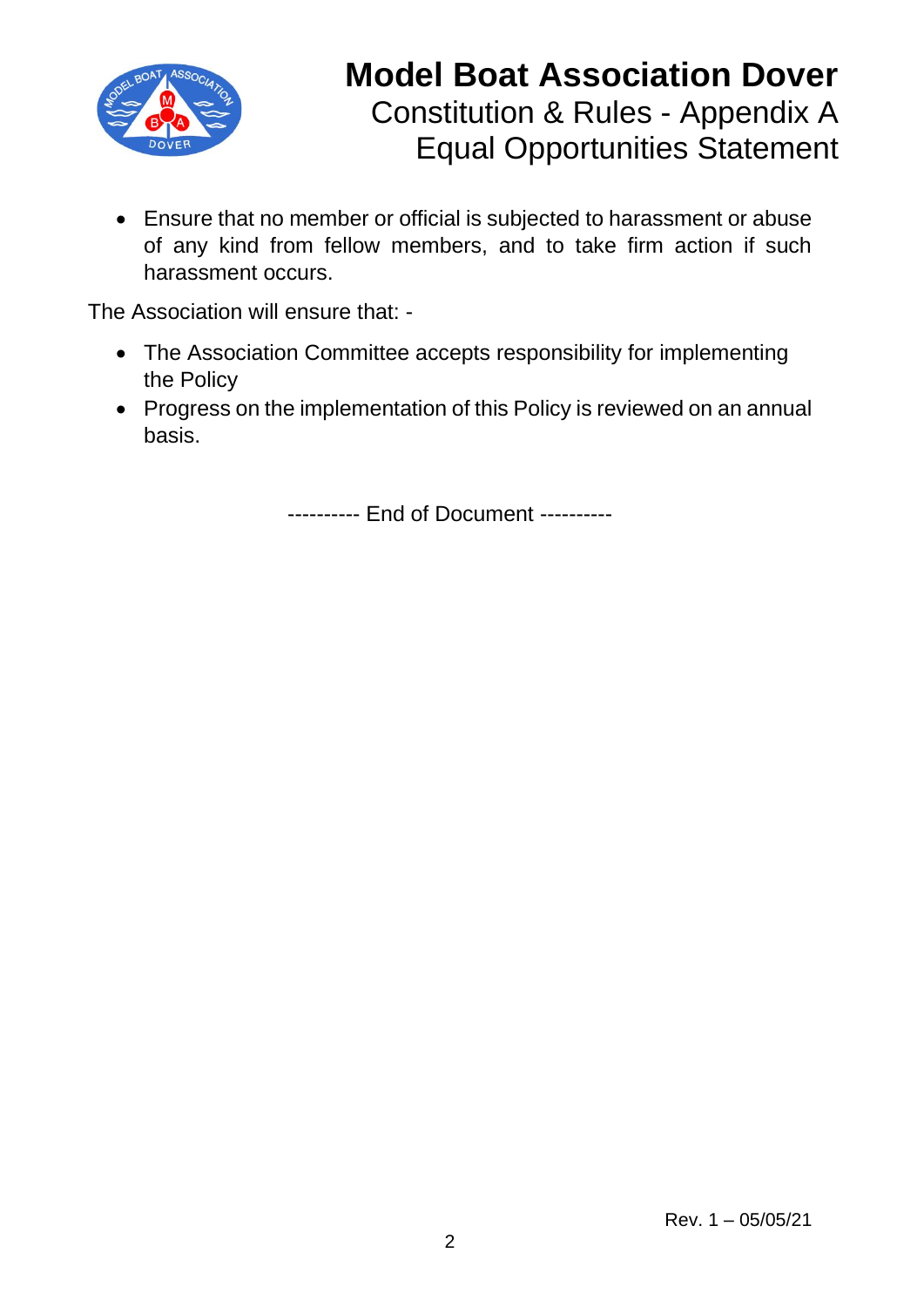- Ensure that no member or official is subjected to harassment or abuse of any kind from fellow members, and to take firm action if such harassment occurs.

The Association will ensure that: -

- The Association Committee accepts responsibility for implementing the Policy
- Progress on the implementation of this Policy is reviewed on an annual basis.

---------- End of Document ----------